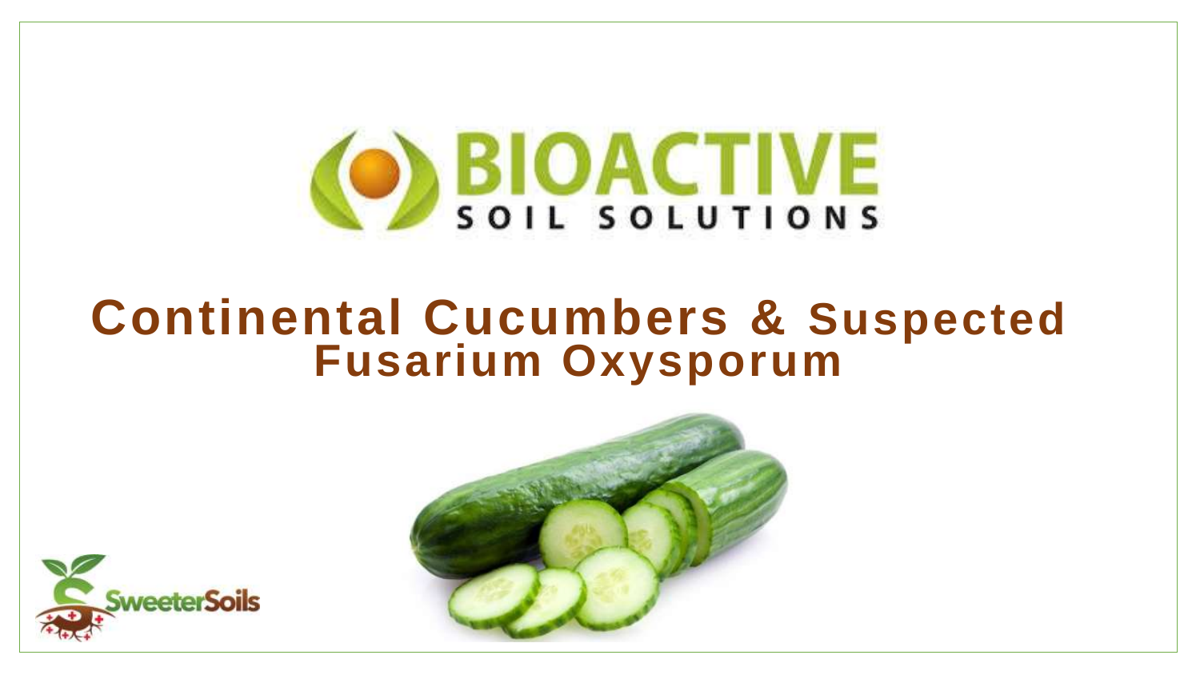BIOACTIVE
SOIL SOLUTIONS

# Continental Cucumbers & Suspected Fusarium Oxysporum

SweeterSoils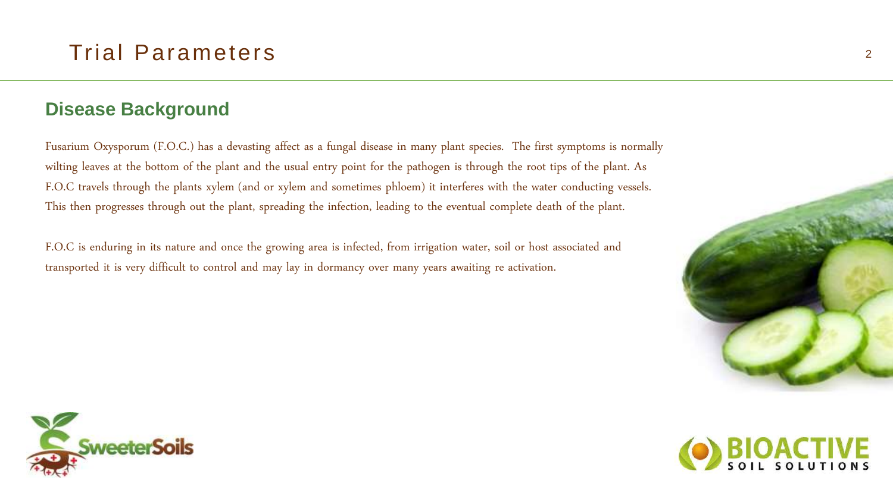# Trial Parameters

## Disease Background

Fusarium Oxysporum (F.O.C.) has a devasting affect as a fungal disease in many plant species. The first symptoms is normally wilting leaves at the bottom of the plant and the usual entry point for the pathogen is through the root tips of the plant. As F.O.C travels through the plants xylem (and or xylem and sometimes phloem) it interferes with the water conducting vessels. This then progresses through out the plant, spreading the infection, leading to the eventual complete death of the plant.

F.O.C is enduring in its nature and once the growing area is infected, from irrigation water, soil or host associated and transported it is very difficult to control and may lay in dormancy over many years awaiting re activation.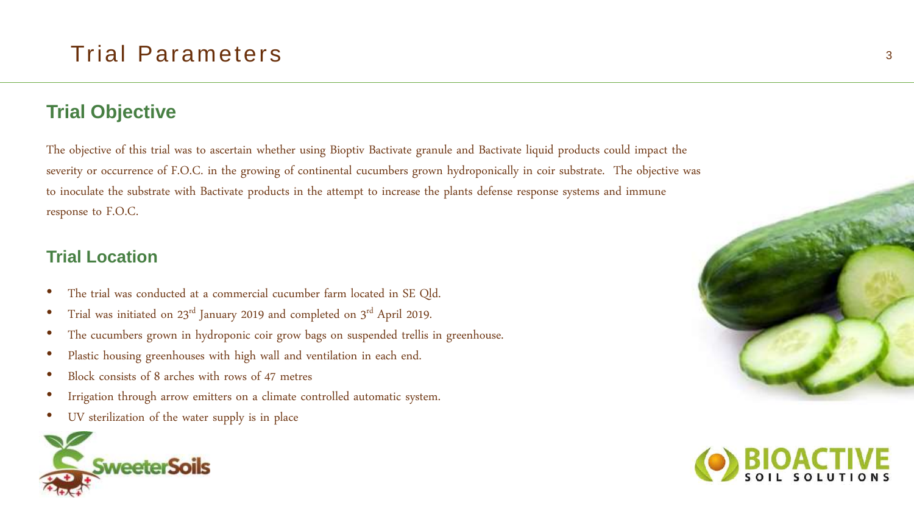# Trial Parameters

## Trial Objective

The objective of this trial was to ascertain whether using Bioptiv Bactivate granule and Bactivate liquid products could impact the severity or occurrence of F.O.C. in the growing of continental cucumbers grown hydroponically in coir substrate. The objective was to inoculate the substrate with Bactivate products in the attempt to increase the plants defense response systems and immune response to F.O.C.

## Trial Location

- The trial was conducted at a commercial cucumber farm located in SE Qld.
- Trial was initiated on 23rd January 2019 and completed on 3rd April 2019.
- The cucumbers grown in hydroponic coir grow bags on suspended trellis in greenhouse.
- Plastic housing greenhouses with high wall and ventilation in each end.
- Block consists of 8 arches with rows of 47 metres
- Irrigation through arrow emitters on a climate controlled automatic system.
- UV sterilization of the water supply is in place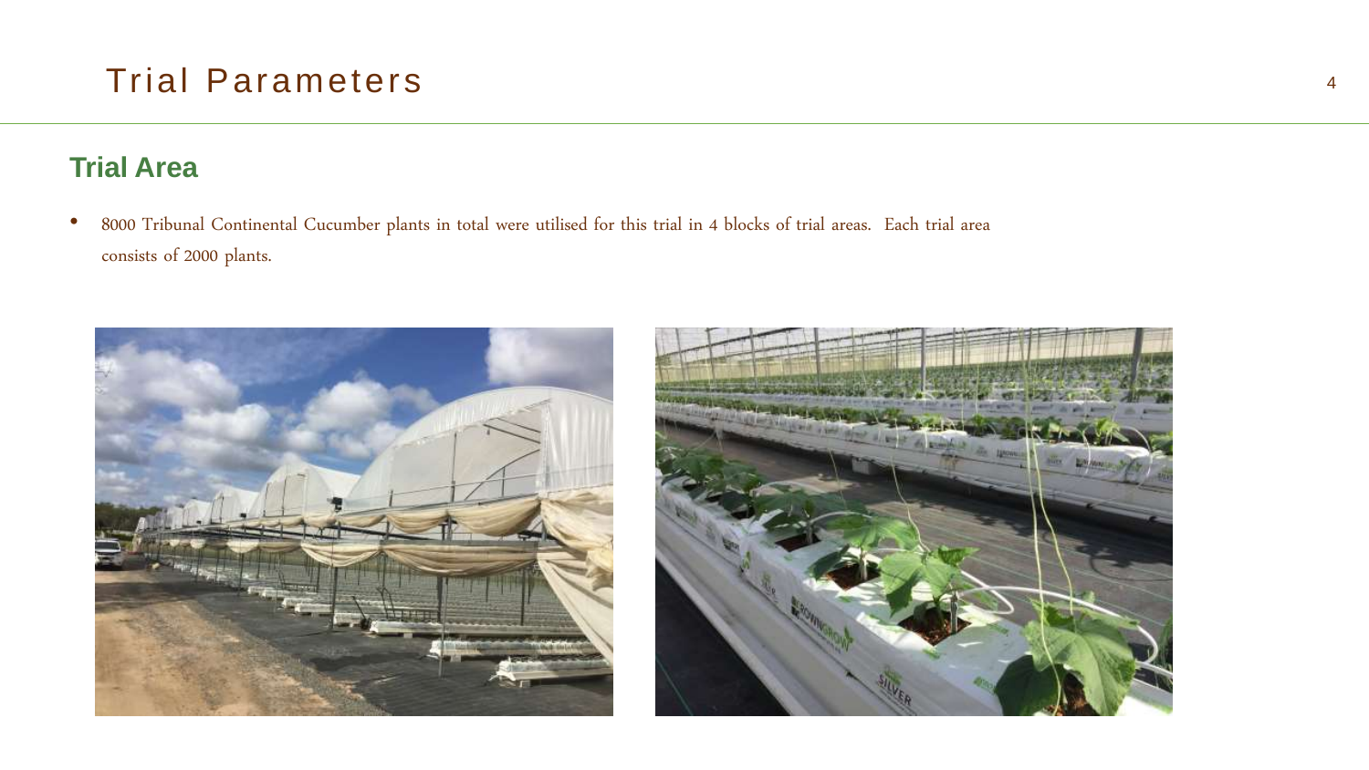# Trial Parameters

## Trial Area

- 8000 Tribunal Continental Cucumber plants in total were utilised for this trial in 4 blocks of trial areas.  Each trial area consists of 2000 plants.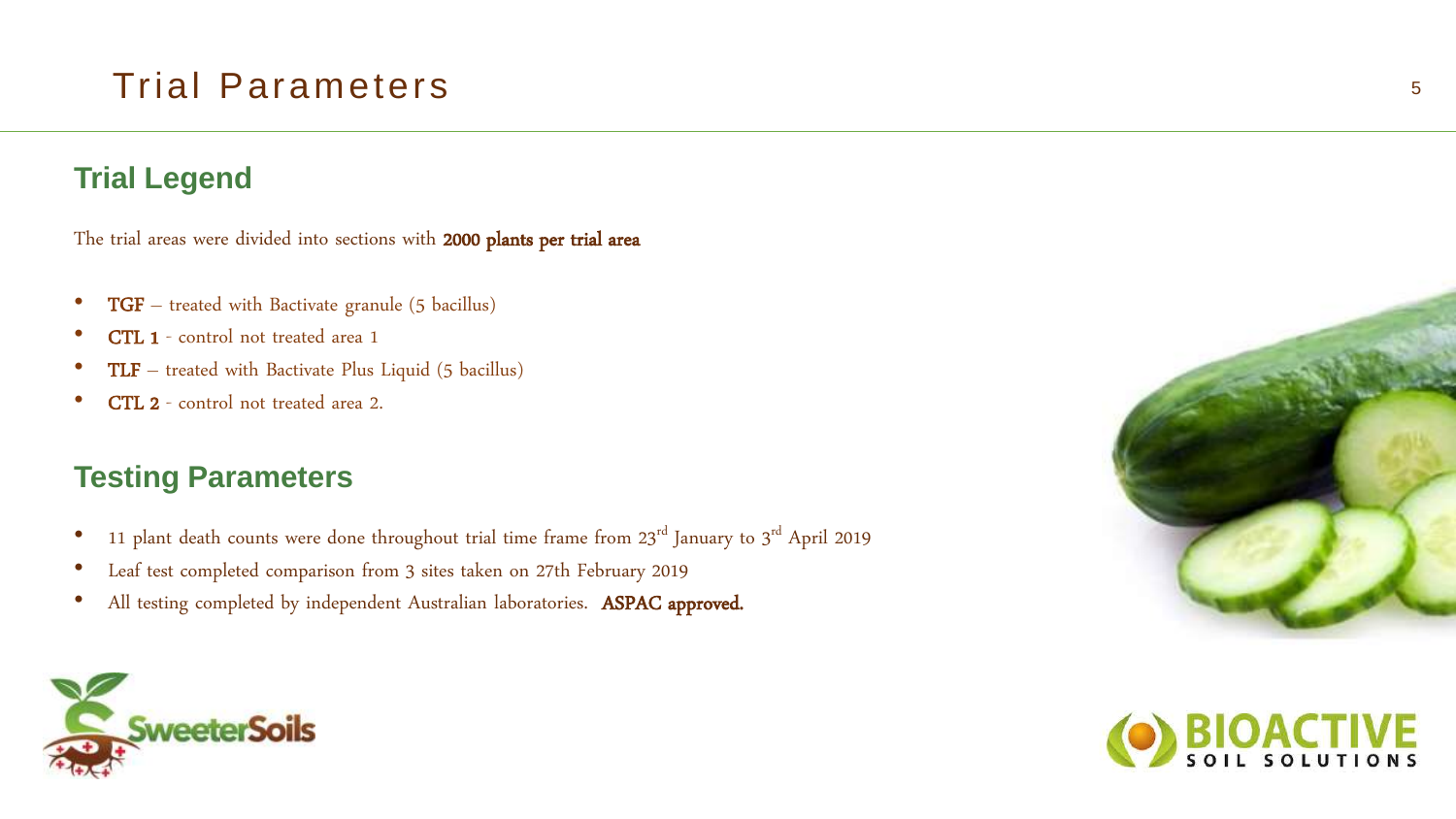# Trial Parameters

## Trial Legend

The trial areas were divided into sections with **2000 plants per trial area**

- **TGF** – treated with Bactivate granule (5 bacillus)
- **CTL 1** - control not treated area 1
- **TLF** – treated with Bactivate Plus Liquid (5 bacillus)
- **CTL 2** - control not treated area 2.

## Testing Parameters

- 11 plant death counts were done throughout trial time frame from 23$^{rd}$ January to 3$^{rd}$ April 2019
- Leaf test completed comparison from 3 sites taken on 27th February 2019
- All testing completed by independent Australian laboratories. **ASPAC approved.**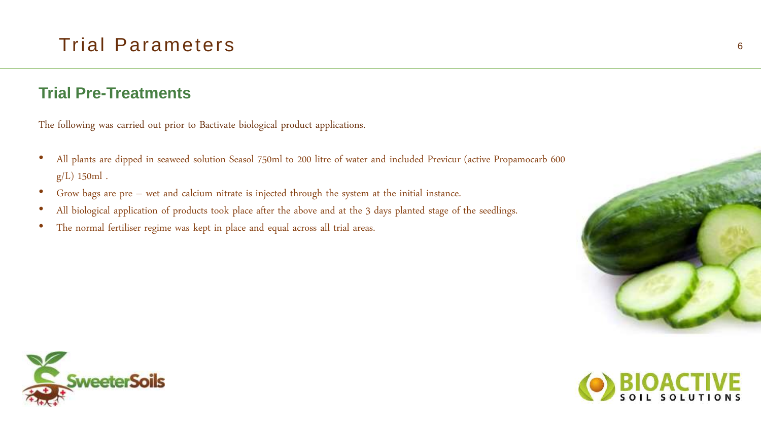# Trial Parameters

## Trial Pre-Treatments

The following was carried out prior to Bactivate biological product applications.

- All plants are dipped in seaweed solution Seasol 750ml to 200 litre of water and included Previcur (active Propamocarb 600 g/L) 150ml .
- Grow bags are pre – wet and calcium nitrate is injected through the system at the initial instance.
- All biological application of products took place after the above and at the 3 days planted stage of the seedlings.
- The normal fertiliser regime was kept in place and equal across all trial areas.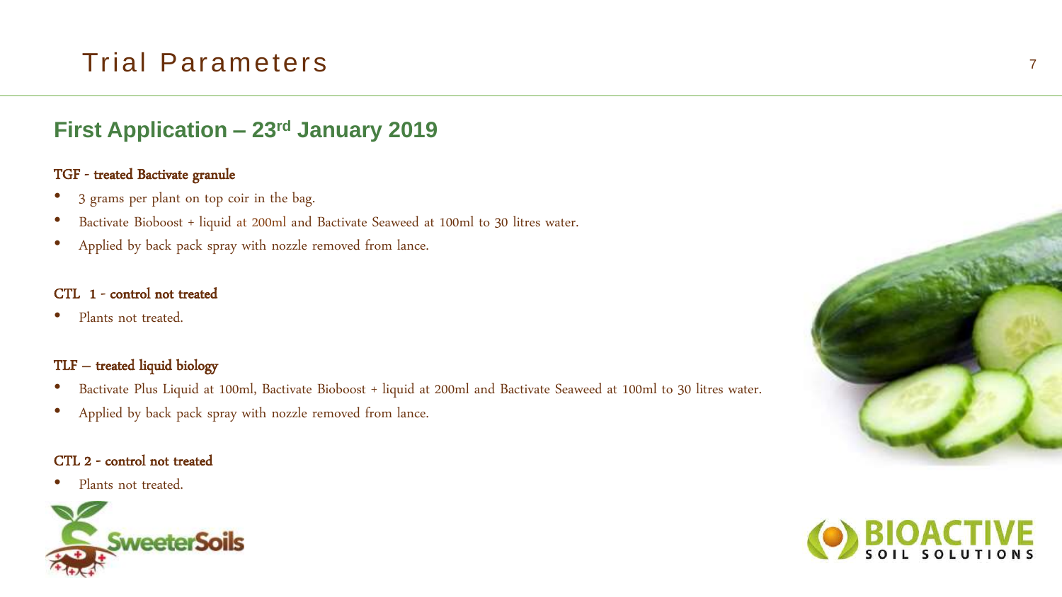# Trial Parameters

## First Application – 23rd January 2019

**TGF - treated Bactivate granule**

- 3 grams per plant on top coir in the bag.
- Bactivate Bioboost + liquid at 200ml and Bactivate Seaweed at 100ml to 30 litres water.
- Applied by back pack spray with nozzle removed from lance.

**CTL 1 - control not treated**

- Plants not treated.

**TLF – treated liquid biology**

- Bactivate Plus Liquid at 100ml, Bactivate Bioboost + liquid at 200ml and Bactivate Seaweed at 100ml to 30 litres water.
- Applied by back pack spray with nozzle removed from lance.

**CTL 2 - control not treated**

- Plants not treated.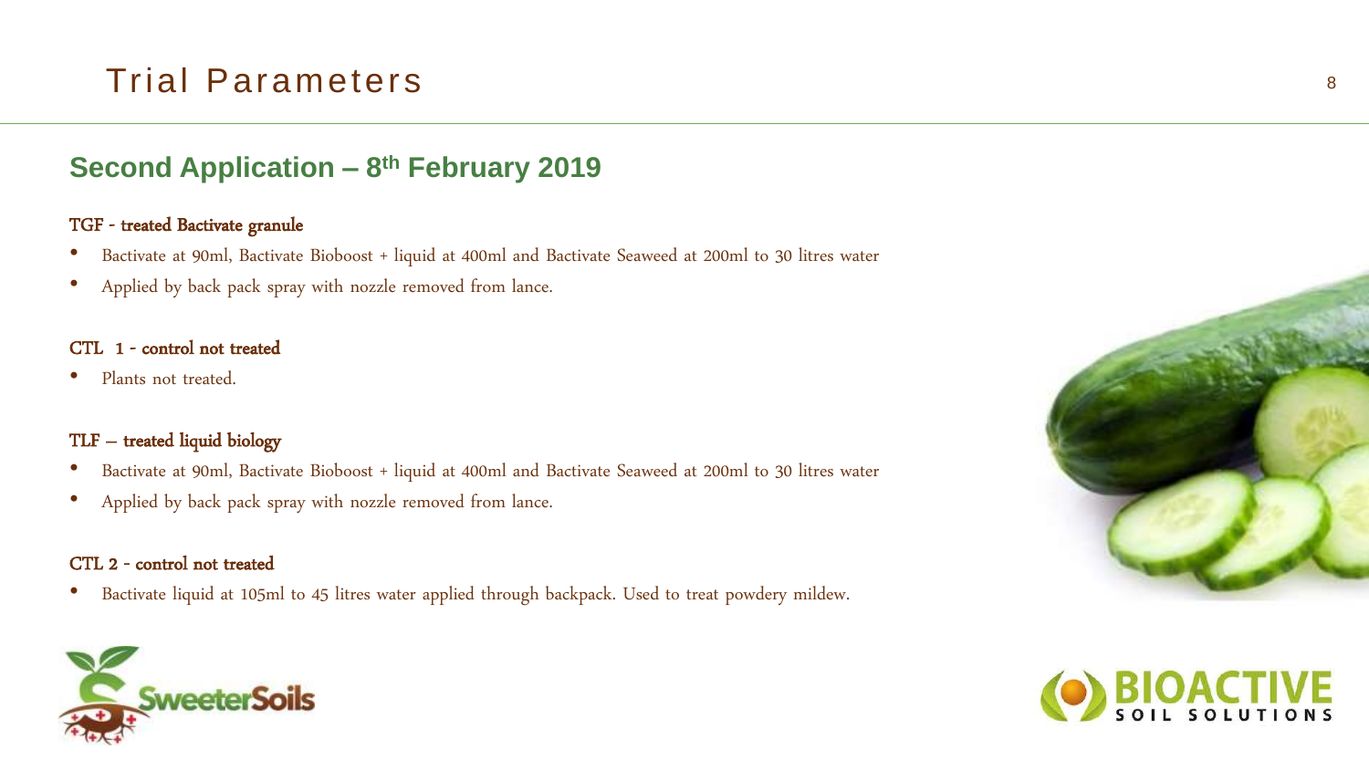# Trial Parameters

## Second Application – 8th February 2019

**TGF - treated Bactivate granule**

- Bactivate at 90ml, Bactivate Bioboost + liquid at 400ml and Bactivate Seaweed at 200ml to 30 litres water
- Applied by back pack spray with nozzle removed from lance.

**CTL 1 - control not treated**

- Plants not treated.

**TLF – treated liquid biology**

- Bactivate at 90ml, Bactivate Bioboost + liquid at 400ml and Bactivate Seaweed at 200ml to 30 litres water
- Applied by back pack spray with nozzle removed from lance.

**CTL 2 - control not treated**

- Bactivate liquid at 105ml to 45 litres water applied through backpack. Used to treat powdery mildew.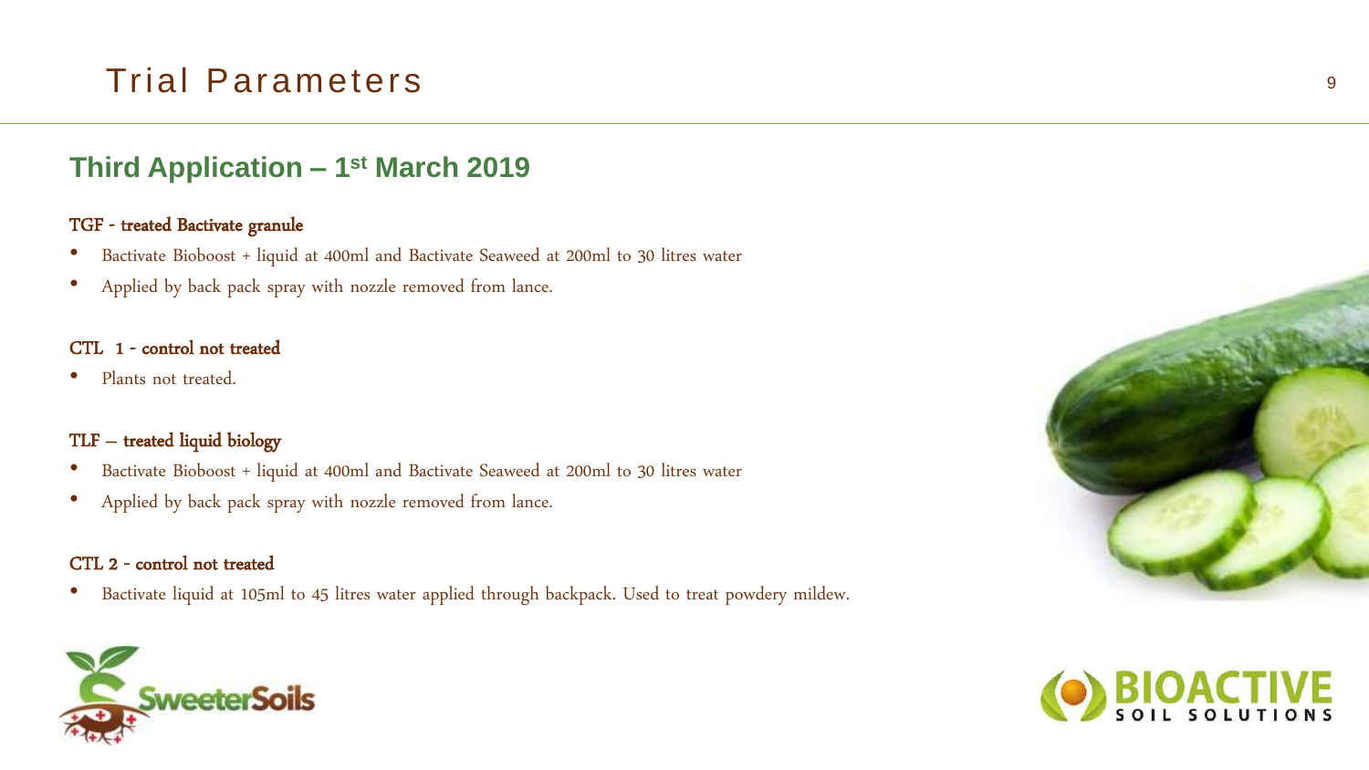# Trial Parameters

## Third Application – 1st March 2019

**TGF - treated Bactivate granule**

- Bactivate Bioboost + liquid at 400ml and Bactivate Seaweed at 200ml to 30 litres water
- Applied by back pack spray with nozzle removed from lance.

**CTL 1 - control not treated**

- Plants not treated.

**TLF – treated liquid biology**

- Bactivate Bioboost + liquid at 400ml and Bactivate Seaweed at 200ml to 30 litres water
- Applied by back pack spray with nozzle removed from lance.

**CTL 2 - control not treated**

- Bactivate liquid at 105ml to 45 litres water applied through backpack. Used to treat powdery mildew.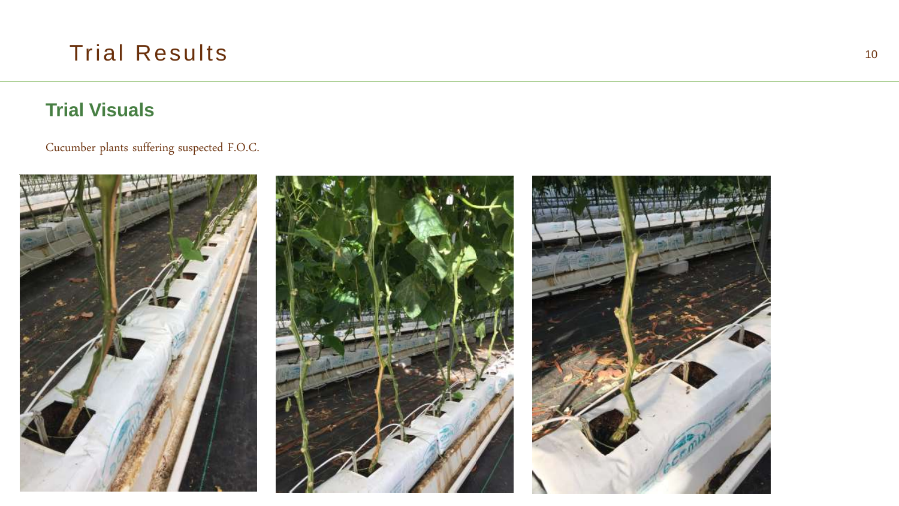# Trial Results

## Trial Visuals

Cucumber plants suffering suspected F.O.C.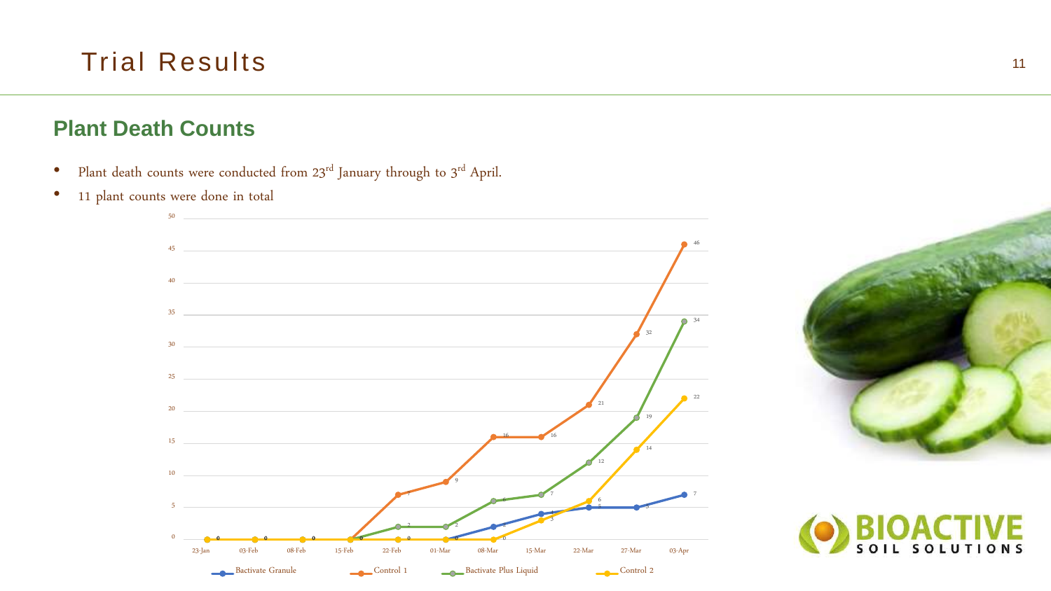# Trial Results

## Plant Death Counts

- Plant death counts were conducted from 23rd January through to 3rd April.
- 11 plant counts were done in total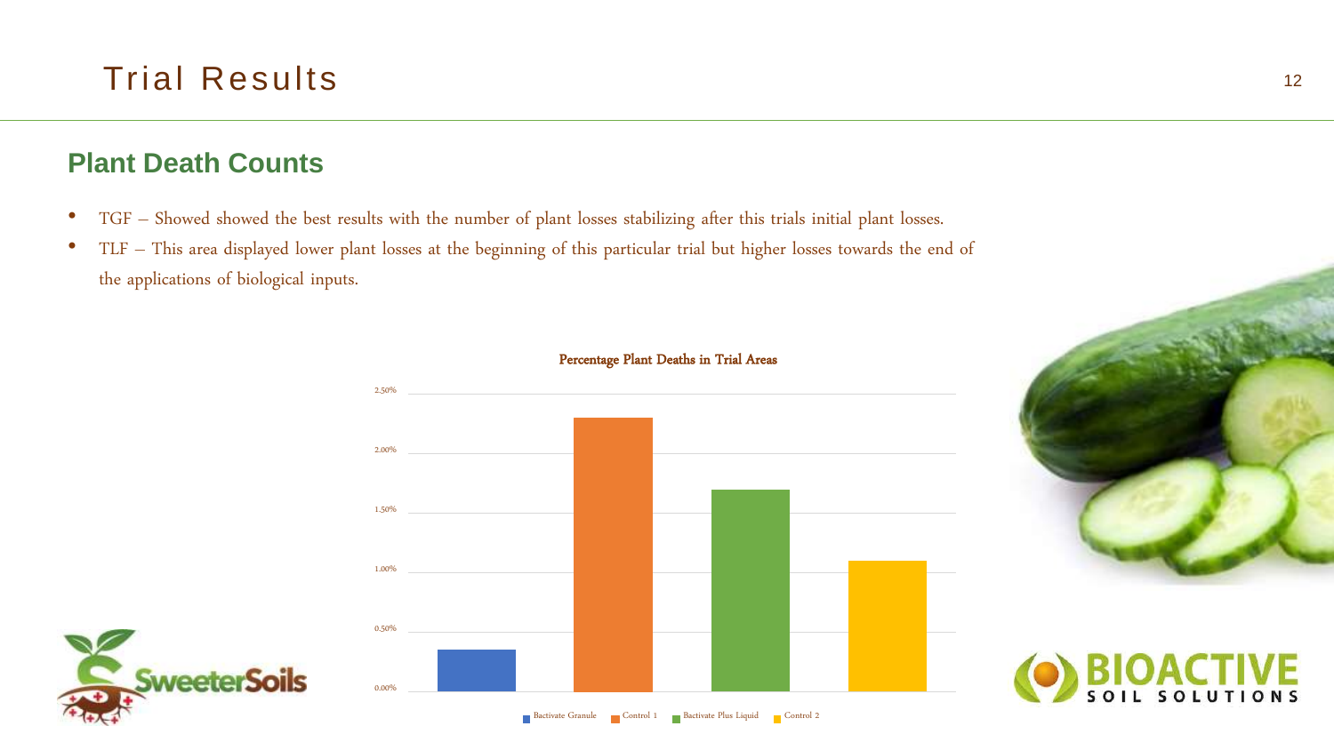# Trial Results

## Plant Death Counts

- TGF – Showed showed the best results with the number of plant losses stabilizing after this trials initial plant losses.
- TLF – This area displayed lower plant losses at the beginning of this particular trial but higher losses towards the end of the applications of biological inputs.

**Percentage Plant Deaths in Trial Areas**

2.50%
2.00%
1.50%
1.00%
0.50%
0.00%

Bactivate Granule | Control 1 | Bactivate Plus Liquid | Control 2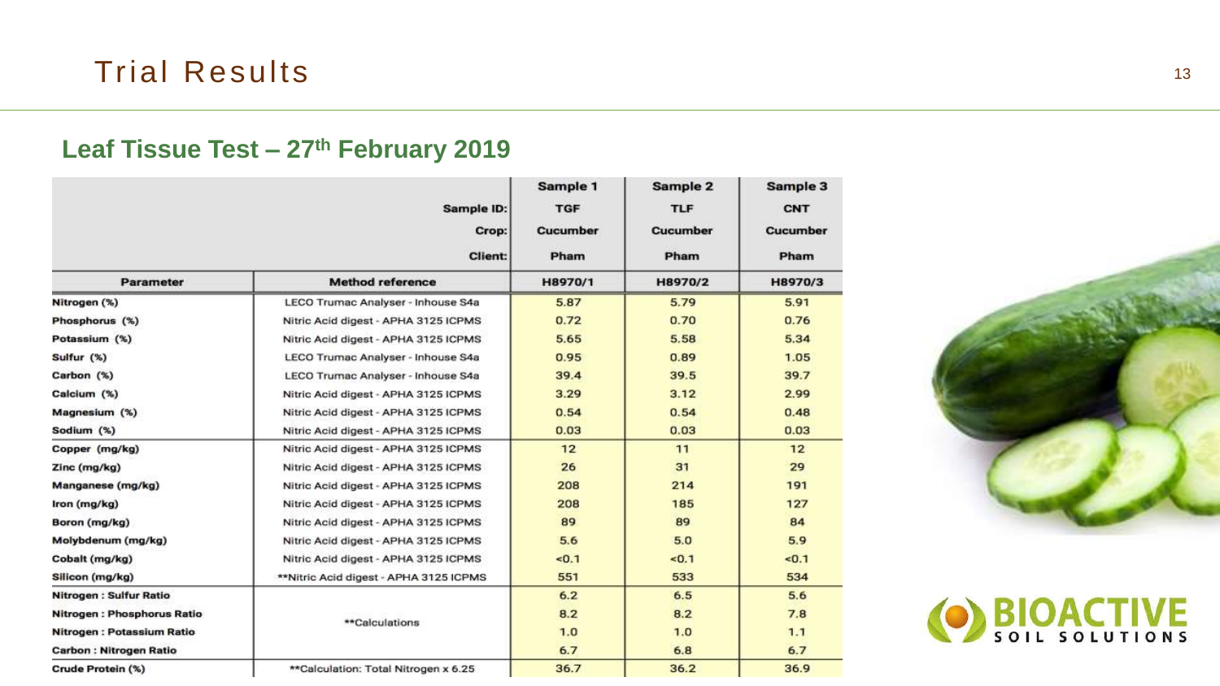# Trial Results

## Leaf Tissue Test – 27th February 2019

| | | Sample 1 | Sample 2 | Sample 3 |
|---|---|---|---|---|
| | Sample ID: | TGF | TLF | CNT |
| | Crop: | Cucumber | Cucumber | Cucumber |
| | Client: | Pham | Pham | Pham |
| **Parameter** | **Method reference** | **H8970/1** | **H8970/2** | **H8970/3** |
| Nitrogen (%) | LECO Trumac Analyser - Inhouse S4a | 5.87 | 5.79 | 5.91 |
| Phosphorus (%) | Nitric Acid digest - APHA 3125 ICPMS | 0.72 | 0.70 | 0.76 |
| Potassium (%) | Nitric Acid digest - APHA 3125 ICPMS | 5.65 | 5.58 | 5.34 |
| Sulfur (%) | LECO Trumac Analyser - Inhouse S4a | 0.95 | 0.89 | 1.05 |
| Carbon (%) | LECO Trumac Analyser - Inhouse S4a | 39.4 | 39.5 | 39.7 |
| Calcium (%) | Nitric Acid digest - APHA 3125 ICPMS | 3.29 | 3.12 | 2.99 |
| Magnesium (%) | Nitric Acid digest - APHA 3125 ICPMS | 0.54 | 0.54 | 0.48 |
| Sodium (%) | Nitric Acid digest - APHA 3125 ICPMS | 0.03 | 0.03 | 0.03 |
| Copper (mg/kg) | Nitric Acid digest - APHA 3125 ICPMS | 12 | 11 | 12 |
| Zinc (mg/kg) | Nitric Acid digest - APHA 3125 ICPMS | 26 | 31 | 29 |
| Manganese (mg/kg) | Nitric Acid digest - APHA 3125 ICPMS | 208 | 214 | 191 |
| Iron (mg/kg) | Nitric Acid digest - APHA 3125 ICPMS | 208 | 185 | 127 |
| Boron (mg/kg) | Nitric Acid digest - APHA 3125 ICPMS | 89 | 89 | 84 |
| Molybdenum (mg/kg) | Nitric Acid digest - APHA 3125 ICPMS | 5.6 | 5.0 | 5.9 |
| Cobalt (mg/kg) | Nitric Acid digest - APHA 3125 ICPMS | <0.1 | <0.1 | <0.1 |
| Silicon (mg/kg) | **Nitric Acid digest - APHA 3125 ICPMS | 551 | 533 | 534 |
| Nitrogen : Sulfur Ratio | **Calculations | 6.2 | 6.5 | 5.6 |
| Nitrogen : Phosphorus Ratio | | 8.2 | 8.2 | 7.8 |
| Nitrogen : Potassium Ratio | | 1.0 | 1.0 | 1.1 |
| Carbon : Nitrogen Ratio | | 6.7 | 6.8 | 6.7 |
| Crude Protein (%) | **Calculation: Total Nitrogen x 6.25 | 36.7 | 36.2 | 36.9 |

BIOACTIVE SOIL SOLUTIONS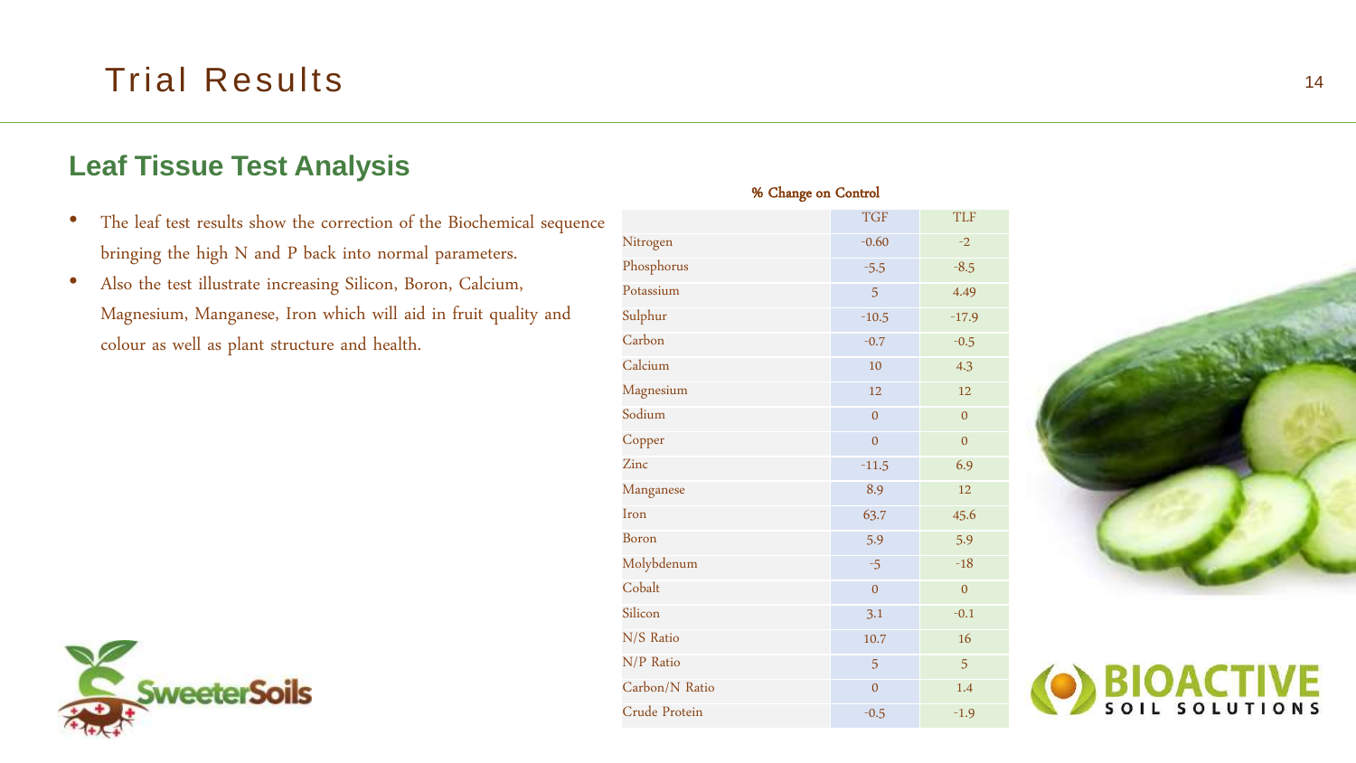# Trial Results

## Leaf Tissue Test Analysis

- The leaf test results show the correction of the Biochemical sequence bringing the high N and P back into normal parameters.
- Also the test illustrate increasing Silicon, Boron, Calcium, Magnesium, Manganese, Iron which will aid in fruit quality and colour as well as plant structure and health.

**% Change on Control**

| | TGF | TLF |
|---|---|---|
| Nitrogen | -0.60 | -2 |
| Phosphorus | -5.5 | -8.5 |
| Potassium | 5 | 4.49 |
| Sulphur | -10.5 | -17.9 |
| Carbon | -0.7 | -0.5 |
| Calcium | 10 | 4.3 |
| Magnesium | 12 | 12 |
| Sodium | 0 | 0 |
| Copper | 0 | 0 |
| Zinc | -11.5 | 6.9 |
| Manganese | 8.9 | 12 |
| Iron | 63.7 | 45.6 |
| Boron | 5.9 | 5.9 |
| Molybdenum | -5 | -18 |
| Cobalt | 0 | 0 |
| Silicon | 3.1 | -0.1 |
| N/S Ratio | 10.7 | 16 |
| N/P Ratio | 5 | 5 |
| Carbon/N Ratio | 0 | 1.4 |
| Crude Protein | -0.5 | -1.9 |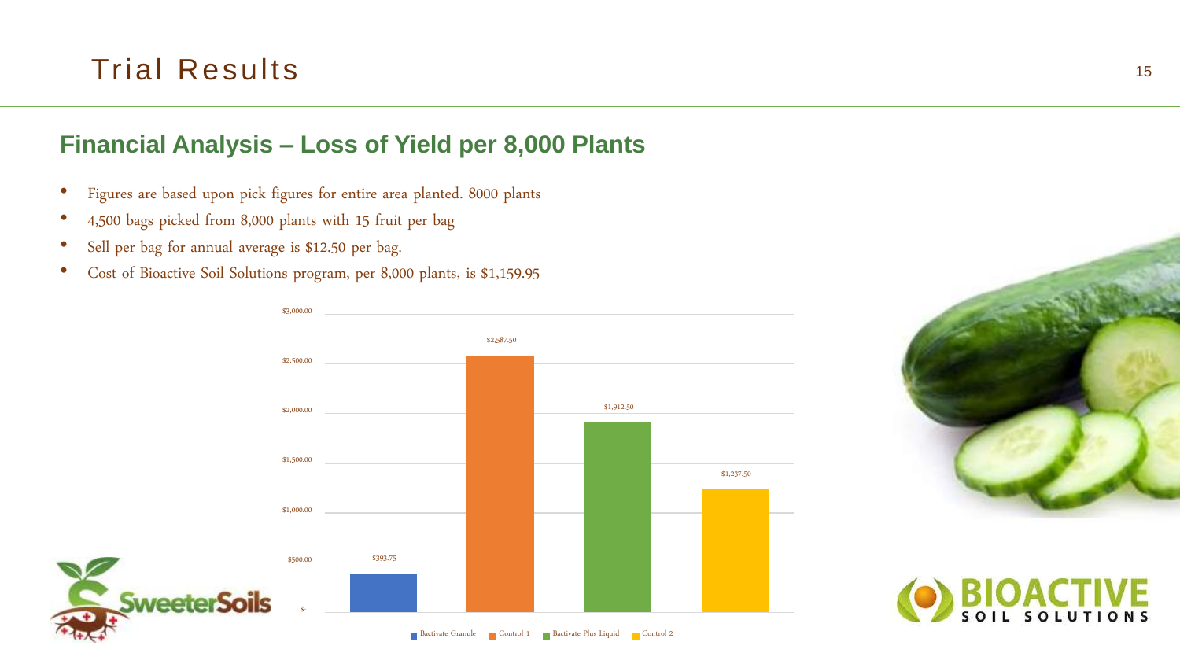# Trial Results

## Financial Analysis – Loss of Yield per 8,000 Plants

- Figures are based upon pick figures for entire area planted. 8000 plants
- 4,500 bags picked from 8,000 plants with 15 fruit per bag
- Sell per bag for annual average is $12.50 per bag.
- Cost of Bioactive Soil Solutions program, per 8,000 plants, is $1,159.95

| Treatment | Loss of Yield |
|---|---|
| Bactivate Granule | $393.75 |
| Control 1 | $2,587.50 |
| Bactivate Plus Liquid | $1,912.50 |
| Control 2 | $1,237.50 |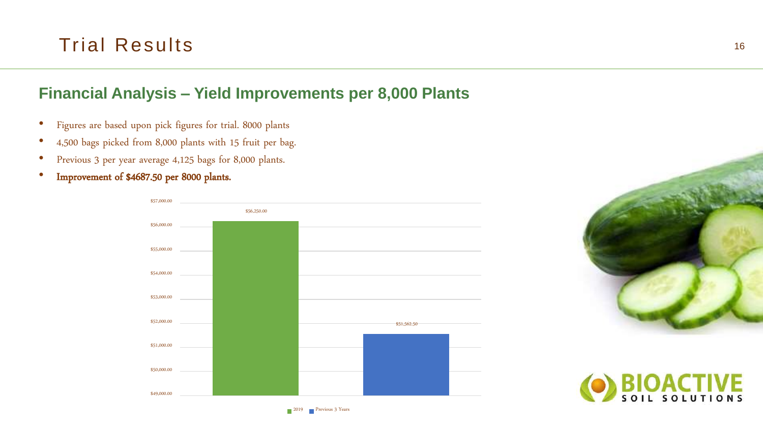# Trial Results

## Financial Analysis – Yield Improvements per 8,000 Plants

- Figures are based upon pick figures for trial. 8000 plants
- 4,500 bags picked from 8,000 plants with 15 fruit per bag.
- Previous 3 per year average 4,125 bags for 8,000 plants.
- **Improvement of $4687.50 per 8000 plants.**

| | 2019 | Previous 3 Years |
|---|---|---|
| Value | $56,250.00 | $51,562.50 |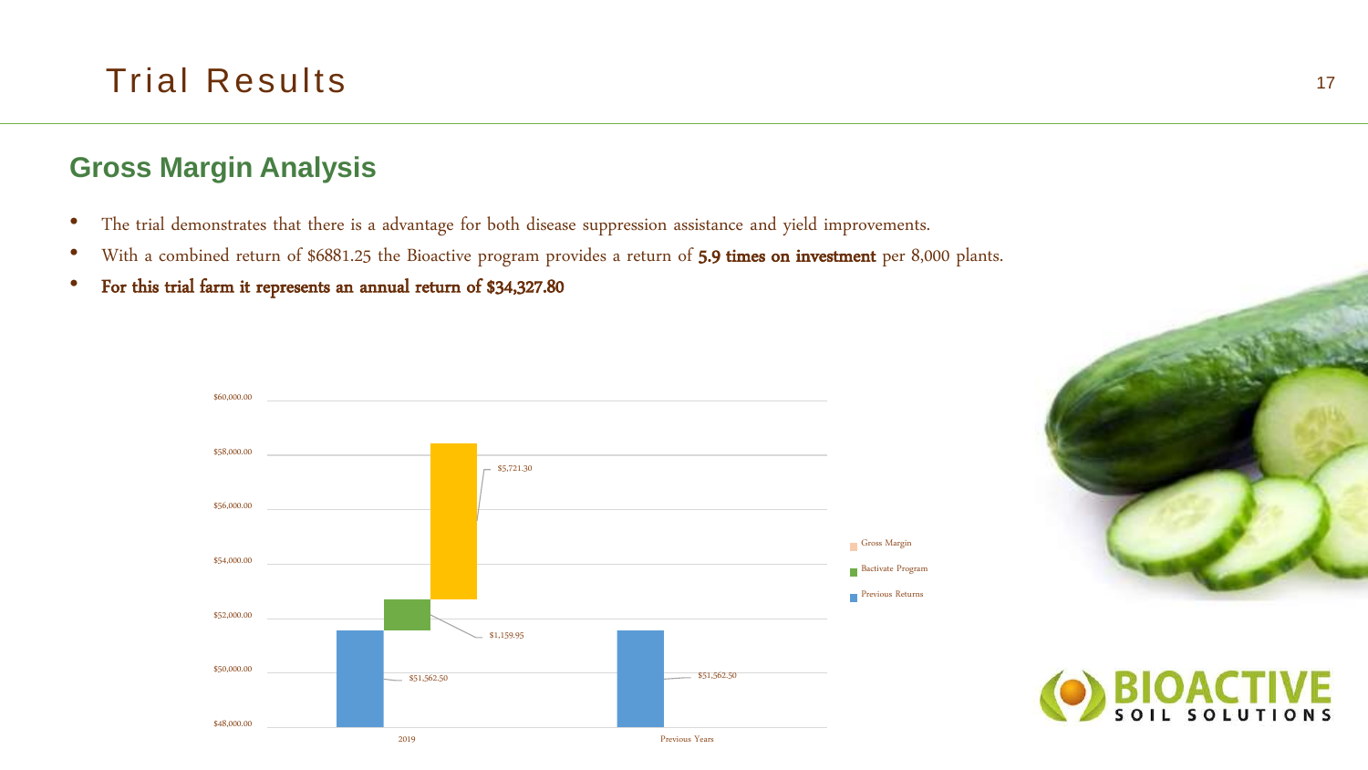# Trial Results

## Gross Margin Analysis

- The trial demonstrates that there is a advantage for both disease suppression assistance and yield improvements.
- With a combined return of $6881.25 the Bioactive program provides a return of **5.9 times on investment** per 8,000 plants.
- **For this trial farm it represents an annual return of $34,327.80**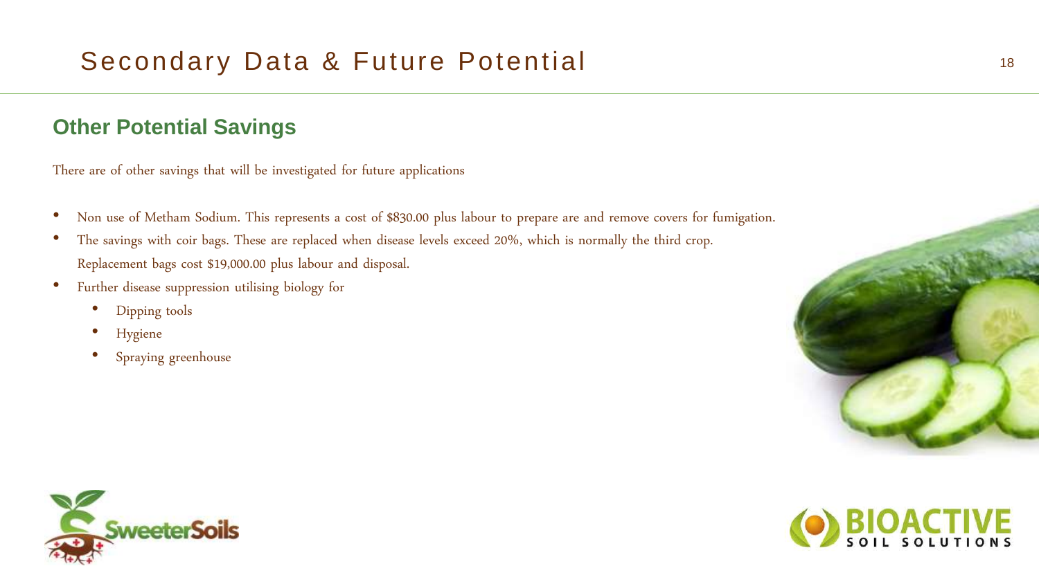# Secondary Data & Future Potential

## Other Potential Savings

There are of other savings that will be investigated for future applications

- Non use of Metham Sodium. This represents a cost of $830.00 plus labour to prepare are and remove covers for fumigation.
- The savings with coir bags. These are replaced when disease levels exceed 20%, which is normally the third crop. Replacement bags cost $19,000.00 plus labour and disposal.
- Further disease suppression utilising biology for
  - Dipping tools
  - Hygiene
  - Spraying greenhouse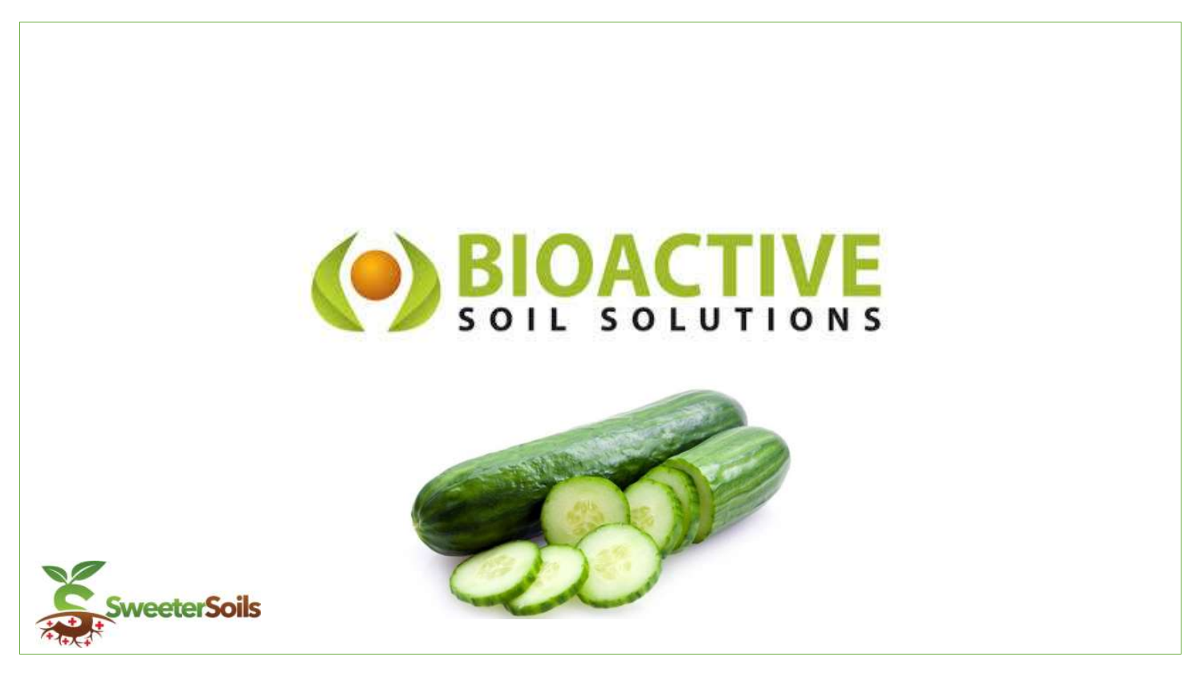BIOACTIVE

SOIL SOLUTIONS

SweeterSoils